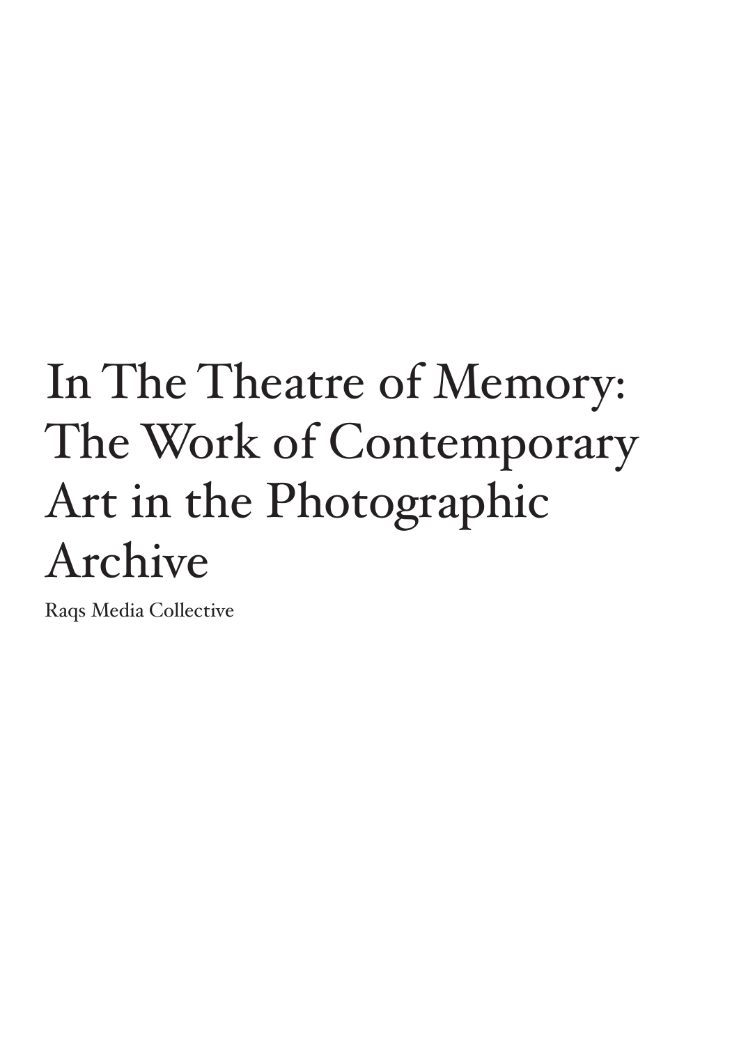# In The Theatre of Memory: The Work of Contemporary Art in the Photographic Archive

Raqs Media Collective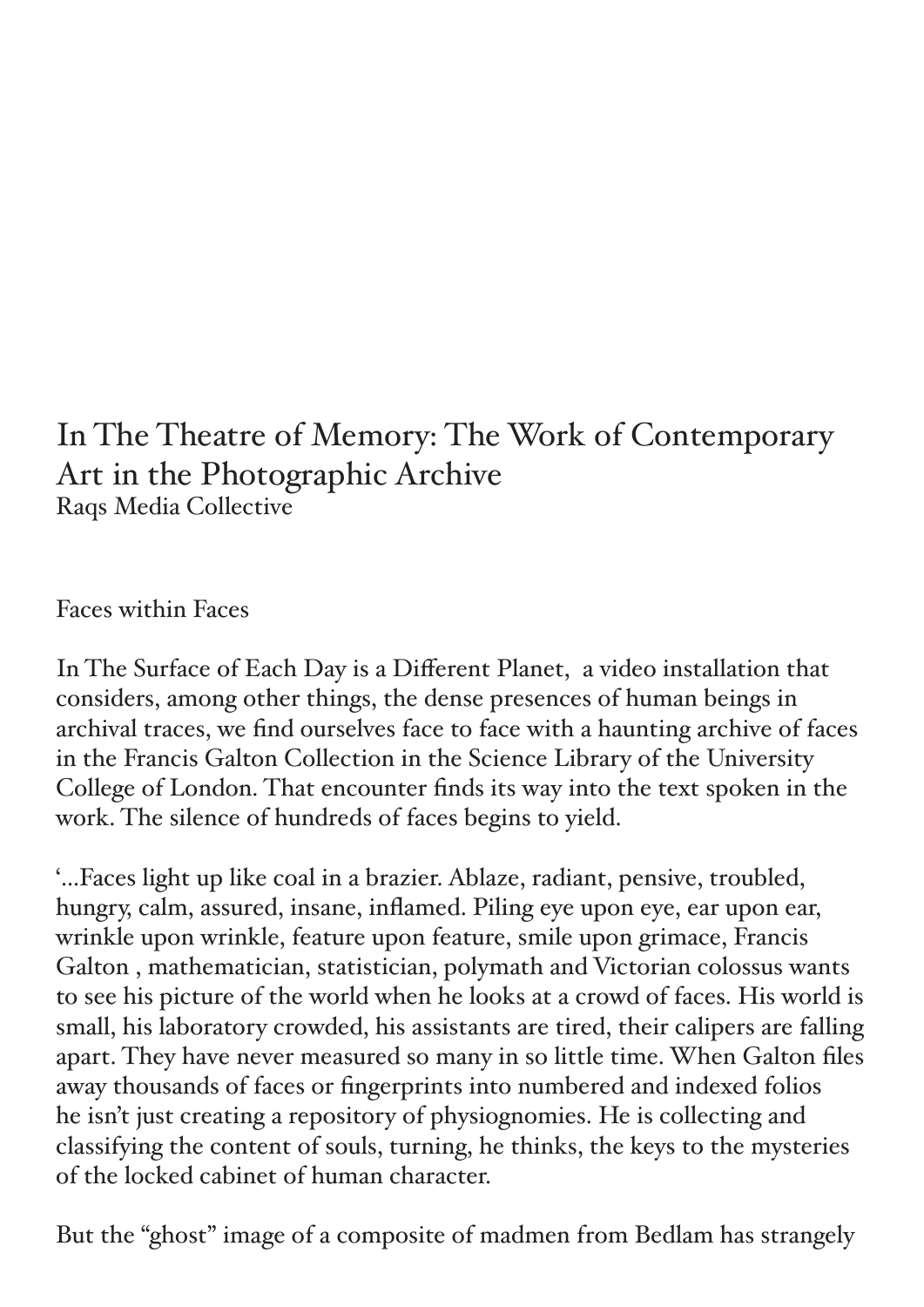# In The Theatre of Memory: The Work of Contemporary Art in the Photographic Archive

Raqs Media Collective

## Faces within Faces

In The Surface of Each Day is a Different Planet, a video installation that considers, among other things, the dense presences of human beings in archival traces, we find ourselves face to face with a haunting archive of faces in the Francis Galton Collection in the Science Library of the University College of London. That encounter finds its way into the text spoken in the work. The silence of hundreds of faces begins to yield.

'...Faces light up like coal in a brazier. Ablaze, radiant, pensive, troubled, hungry, calm, assured, insane, inflamed. Piling eye upon eye, ear upon ear, wrinkle upon wrinkle, feature upon feature, smile upon grimace, Francis Galton , mathematician, statistician, polymath and Victorian colossus wants to see his picture of the world when he looks at a crowd of faces. His world is small, his laboratory crowded, his assistants are tired, their calipers are falling apart. They have never measured so many in so little time. When Galton files away thousands of faces or fingerprints into numbered and indexed folios he isn't just creating a repository of physiognomies. He is collecting and classifying the content of souls, turning, he thinks, the keys to the mysteries of the locked cabinet of human character.

But the "ghost" image of a composite of madmen from Bedlam has strangely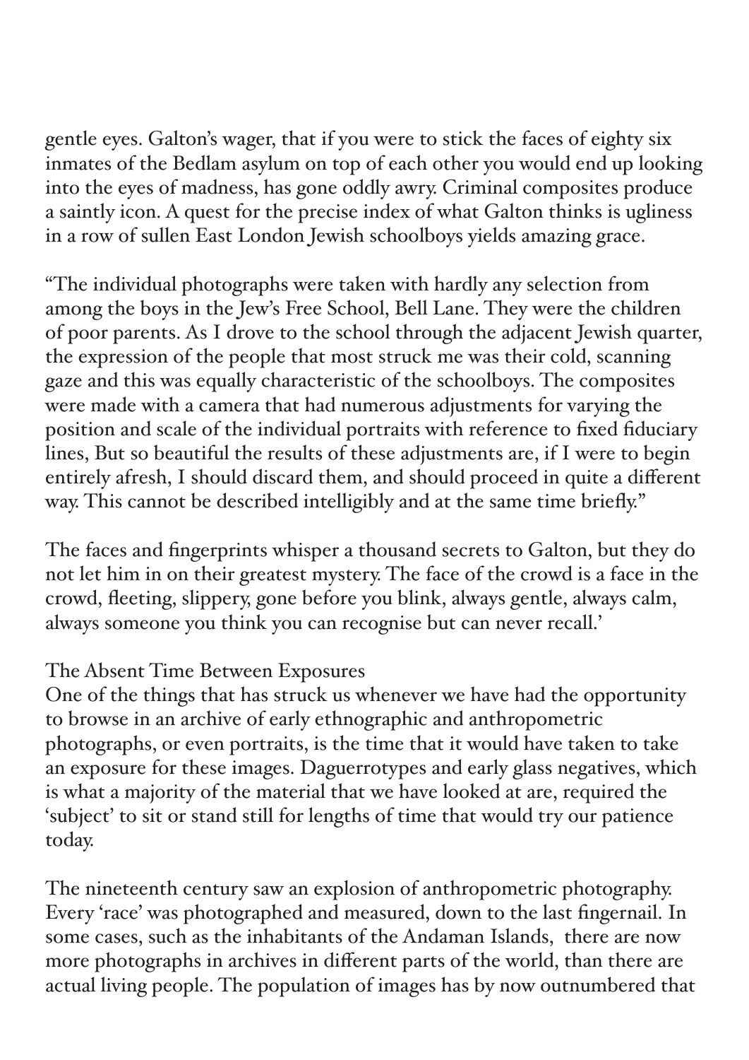gentle eyes. Galton's wager, that if you were to stick the faces of eighty six inmates of the Bedlam asylum on top of each other you would end up looking into the eyes of madness, has gone oddly awry. Criminal composites produce a saintly icon. A quest for the precise index of what Galton thinks is ugliness in a row of sullen East London Jewish schoolboys yields amazing grace.

"The individual photographs were taken with hardly any selection from among the boys in the Jew's Free School, Bell Lane. They were the children of poor parents. As I drove to the school through the adjacent Jewish quarter, the expression of the people that most struck me was their cold, scanning gaze and this was equally characteristic of the schoolboys. The composites were made with a camera that had numerous adjustments for varying the position and scale of the individual portraits with reference to fixed fiduciary lines, But so beautiful the results of these adjustments are, if I were to begin entirely afresh, I should discard them, and should proceed in quite a different way. This cannot be described intelligibly and at the same time briefly."

The faces and fingerprints whisper a thousand secrets to Galton, but they do not let him in on their greatest mystery. The face of the crowd is a face in the crowd, fleeting, slippery, gone before you blink, always gentle, always calm, always someone you think you can recognise but can never recall.'

### The Absent Time Between Exposures

One of the things that has struck us whenever we have had the opportunity to browse in an archive of early ethnographic and anthropometric photographs, or even portraits, is the time that it would have taken to take an exposure for these images. Daguerrotypes and early glass negatives, which is what a majority of the material that we have looked at are, required the 'subject' to sit or stand still for lengths of time that would try our patience today.

The nineteenth century saw an explosion of anthropometric photography. Every 'race' was photographed and measured, down to the last fingernail. In some cases, such as the inhabitants of the Andaman Islands, there are now more photographs in archives in different parts of the world, than there are actual living people. The population of images has by now outnumbered that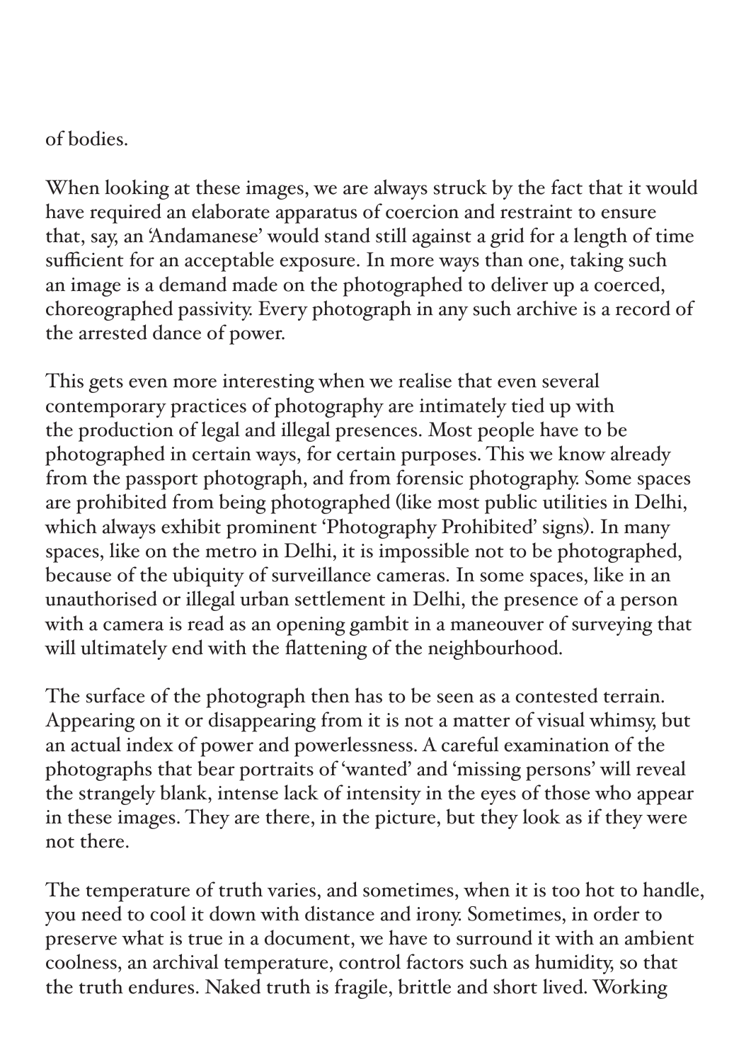of bodies.

When looking at these images, we are always struck by the fact that it would have required an elaborate apparatus of coercion and restraint to ensure that, say, an 'Andamanese' would stand still against a grid for a length of time sufficient for an acceptable exposure. In more ways than one, taking such an image is a demand made on the photographed to deliver up a coerced, choreographed passivity. Every photograph in any such archive is a record of the arrested dance of power.

This gets even more interesting when we realise that even several contemporary practices of photography are intimately tied up with the production of legal and illegal presences. Most people have to be photographed in certain ways, for certain purposes. This we know already from the passport photograph, and from forensic photography. Some spaces are prohibited from being photographed (like most public utilities in Delhi, which always exhibit prominent 'Photography Prohibited' signs). In many spaces, like on the metro in Delhi, it is impossible not to be photographed, because of the ubiquity of surveillance cameras. In some spaces, like in an unauthorised or illegal urban settlement in Delhi, the presence of a person with a camera is read as an opening gambit in a maneouver of surveying that will ultimately end with the flattening of the neighbourhood.

The surface of the photograph then has to be seen as a contested terrain. Appearing on it or disappearing from it is not a matter of visual whimsy, but an actual index of power and powerlessness. A careful examination of the photographs that bear portraits of 'wanted' and 'missing persons' will reveal the strangely blank, intense lack of intensity in the eyes of those who appear in these images. They are there, in the picture, but they look as if they were not there.

The temperature of truth varies, and sometimes, when it is too hot to handle, you need to cool it down with distance and irony. Sometimes, in order to preserve what is true in a document, we have to surround it with an ambient coolness, an archival temperature, control factors such as humidity, so that the truth endures. Naked truth is fragile, brittle and short lived. Working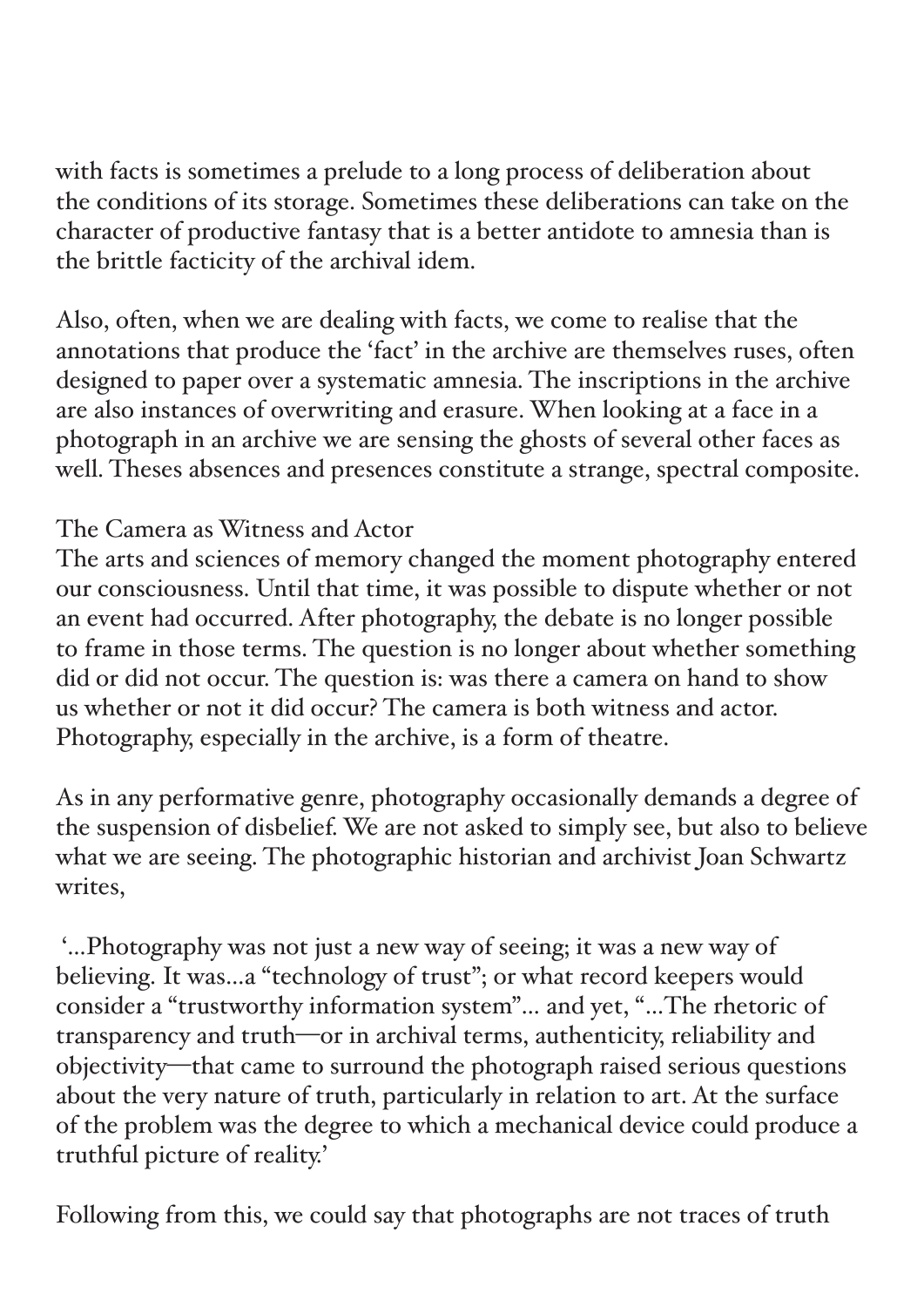with facts is sometimes a prelude to a long process of deliberation about the conditions of its storage. Sometimes these deliberations can take on the character of productive fantasy that is a better antidote to amnesia than is the brittle facticity of the archival idem.

Also, often, when we are dealing with facts, we come to realise that the annotations that produce the 'fact' in the archive are themselves ruses, often designed to paper over a systematic amnesia. The inscriptions in the archive are also instances of overwriting and erasure. When looking at a face in a photograph in an archive we are sensing the ghosts of several other faces as well. Theses absences and presences constitute a strange, spectral composite.

## The Camera as Witness and Actor

The arts and sciences of memory changed the moment photography entered our consciousness. Until that time, it was possible to dispute whether or not an event had occurred. After photography, the debate is no longer possible to frame in those terms. The question is no longer about whether something did or did not occur. The question is: was there a camera on hand to show us whether or not it did occur? The camera is both witness and actor. Photography, especially in the archive, is a form of theatre.

As in any performative genre, photography occasionally demands a degree of the suspension of disbelief. We are not asked to simply see, but also to believe what we are seeing. The photographic historian and archivist Joan Schwartz writes,

> '...Photography was not just a new way of seeing; it was a new way of believing. It was...a "technology of trust"; or what record keepers would consider a "trustworthy information system"... and yet, "...The rhetoric of transparency and truth—or in archival terms, authenticity, reliability and objectivity—that came to surround the photograph raised serious questions about the very nature of truth, particularly in relation to art. At the surface of the problem was the degree to which a mechanical device could produce a truthful picture of reality.'

Following from this, we could say that photographs are not traces of truth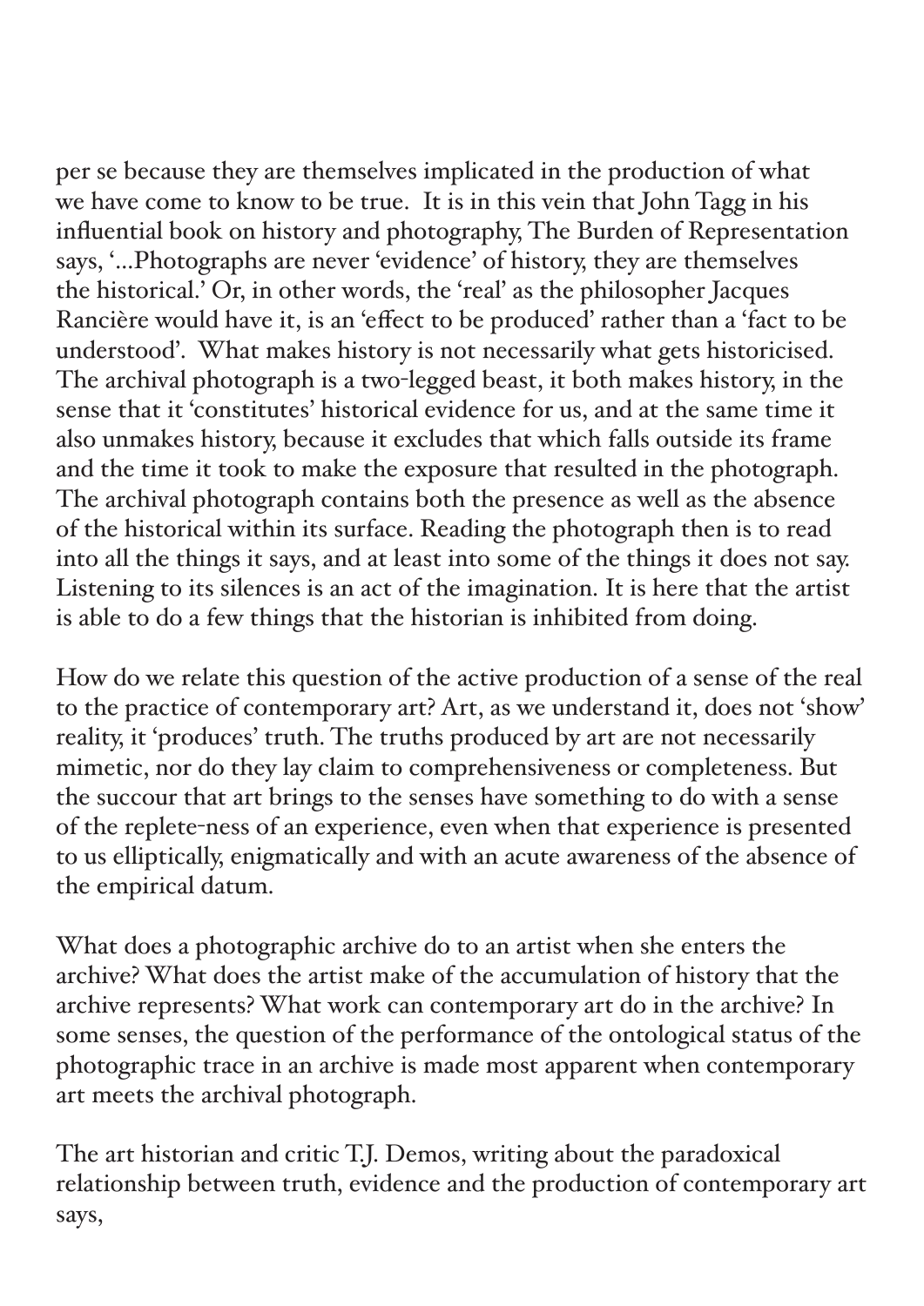per se because they are themselves implicated in the production of what we have come to know to be true. It is in this vein that John Tagg in his influential book on history and photography, The Burden of Representation says, '...Photographs are never 'evidence' of history, they are themselves the historical.' Or, in other words, the 'real' as the philosopher Jacques Rancière would have it, is an 'effect to be produced' rather than a 'fact to be understood'. What makes history is not necessarily what gets historicised. The archival photograph is a two-legged beast, it both makes history, in the sense that it 'constitutes' historical evidence for us, and at the same time it also unmakes history, because it excludes that which falls outside its frame and the time it took to make the exposure that resulted in the photograph. The archival photograph contains both the presence as well as the absence of the historical within its surface. Reading the photograph then is to read into all the things it says, and at least into some of the things it does not say. Listening to its silences is an act of the imagination. It is here that the artist is able to do a few things that the historian is inhibited from doing.

How do we relate this question of the active production of a sense of the real to the practice of contemporary art? Art, as we understand it, does not 'show' reality, it 'produces' truth. The truths produced by art are not necessarily mimetic, nor do they lay claim to comprehensiveness or completeness. But the succour that art brings to the senses have something to do with a sense of the replete-ness of an experience, even when that experience is presented to us elliptically, enigmatically and with an acute awareness of the absence of the empirical datum.

What does a photographic archive do to an artist when she enters the archive? What does the artist make of the accumulation of history that the archive represents? What work can contemporary art do in the archive? In some senses, the question of the performance of the ontological status of the photographic trace in an archive is made most apparent when contemporary art meets the archival photograph.

The art historian and critic T.J. Demos, writing about the paradoxical relationship between truth, evidence and the production of contemporary art says,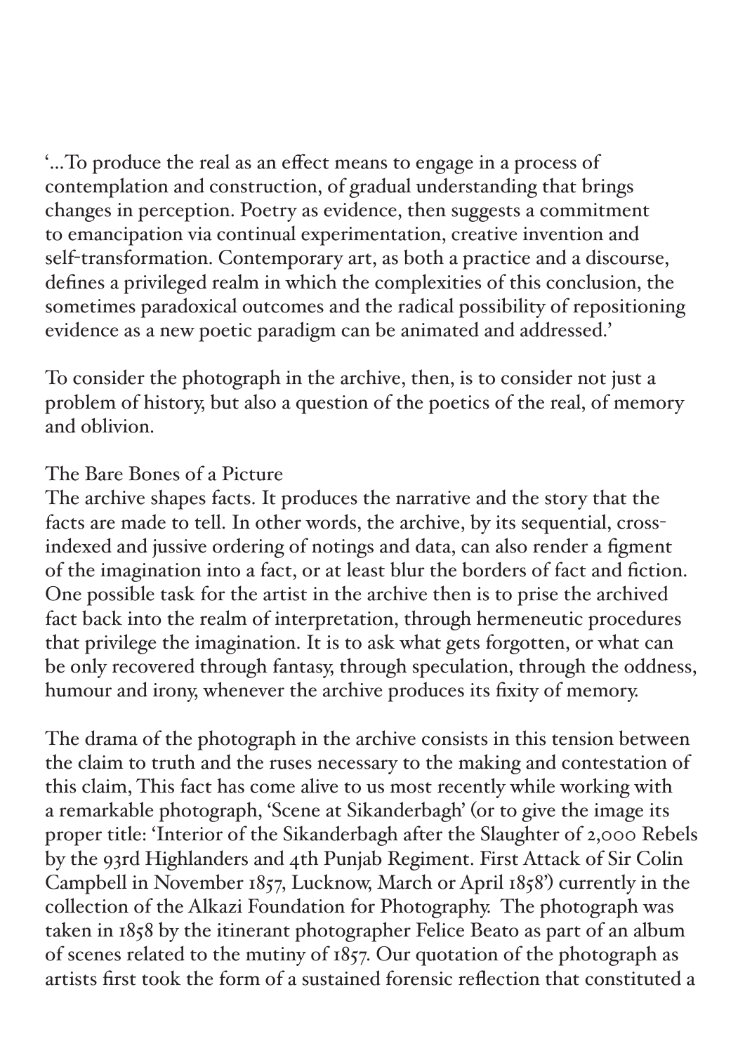'...To produce the real as an effect means to engage in a process of contemplation and construction, of gradual understanding that brings changes in perception. Poetry as evidence, then suggests a commitment to emancipation via continual experimentation, creative invention and self-transformation. Contemporary art, as both a practice and a discourse, defines a privileged realm in which the complexities of this conclusion, the sometimes paradoxical outcomes and the radical possibility of repositioning evidence as a new poetic paradigm can be animated and addressed.'

To consider the photograph in the archive, then, is to consider not just a problem of history, but also a question of the poetics of the real, of memory and oblivion.

## The Bare Bones of a Picture

The archive shapes facts. It produces the narrative and the story that the facts are made to tell. In other words, the archive, by its sequential, cross-indexed and jussive ordering of notings and data, can also render a figment of the imagination into a fact, or at least blur the borders of fact and fiction. One possible task for the artist in the archive then is to prise the archived fact back into the realm of interpretation, through hermeneutic procedures that privilege the imagination. It is to ask what gets forgotten, or what can be only recovered through fantasy, through speculation, through the oddness, humour and irony, whenever the archive produces its fixity of memory.

The drama of the photograph in the archive consists in this tension between the claim to truth and the ruses necessary to the making and contestation of this claim, This fact has come alive to us most recently while working with a remarkable photograph, 'Scene at Sikanderbagh' (or to give the image its proper title: 'Interior of the Sikanderbagh after the Slaughter of 2,000 Rebels by the 93rd Highlanders and 4th Punjab Regiment. First Attack of Sir Colin Campbell in November 1857, Lucknow, March or April 1858') currently in the collection of the Alkazi Foundation for Photography. The photograph was taken in 1858 by the itinerant photographer Felice Beato as part of an album of scenes related to the mutiny of 1857. Our quotation of the photograph as artists first took the form of a sustained forensic reflection that constituted a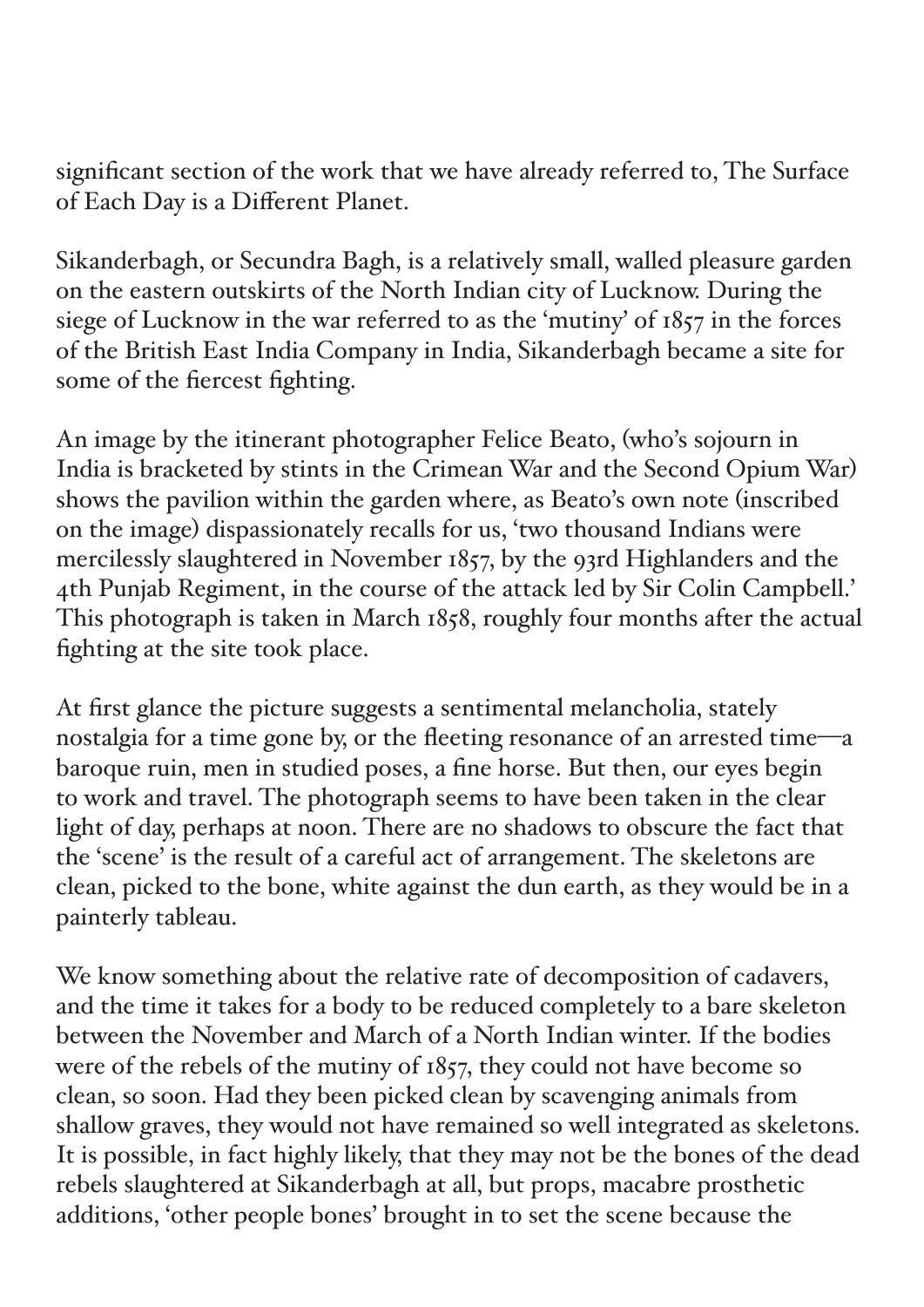significant section of the work that we have already referred to, The Surface of Each Day is a Different Planet.

Sikanderbagh, or Secundra Bagh, is a relatively small, walled pleasure garden on the eastern outskirts of the North Indian city of Lucknow. During the siege of Lucknow in the war referred to as the 'mutiny' of 1857 in the forces of the British East India Company in India, Sikanderbagh became a site for some of the fiercest fighting.

An image by the itinerant photographer Felice Beato, (who's sojourn in India is bracketed by stints in the Crimean War and the Second Opium War) shows the pavilion within the garden where, as Beato's own note (inscribed on the image) dispassionately recalls for us, 'two thousand Indians were mercilessly slaughtered in November 1857, by the 93rd Highlanders and the 4th Punjab Regiment, in the course of the attack led by Sir Colin Campbell.' This photograph is taken in March 1858, roughly four months after the actual fighting at the site took place.

At first glance the picture suggests a sentimental melancholia, stately nostalgia for a time gone by, or the fleeting resonance of an arrested time—a baroque ruin, men in studied poses, a fine horse. But then, our eyes begin to work and travel. The photograph seems to have been taken in the clear light of day, perhaps at noon. There are no shadows to obscure the fact that the 'scene' is the result of a careful act of arrangement. The skeletons are clean, picked to the bone, white against the dun earth, as they would be in a painterly tableau.

We know something about the relative rate of decomposition of cadavers, and the time it takes for a body to be reduced completely to a bare skeleton between the November and March of a North Indian winter. If the bodies were of the rebels of the mutiny of 1857, they could not have become so clean, so soon. Had they been picked clean by scavenging animals from shallow graves, they would not have remained so well integrated as skeletons. It is possible, in fact highly likely, that they may not be the bones of the dead rebels slaughtered at Sikanderbagh at all, but props, macabre prosthetic additions, 'other people bones' brought in to set the scene because the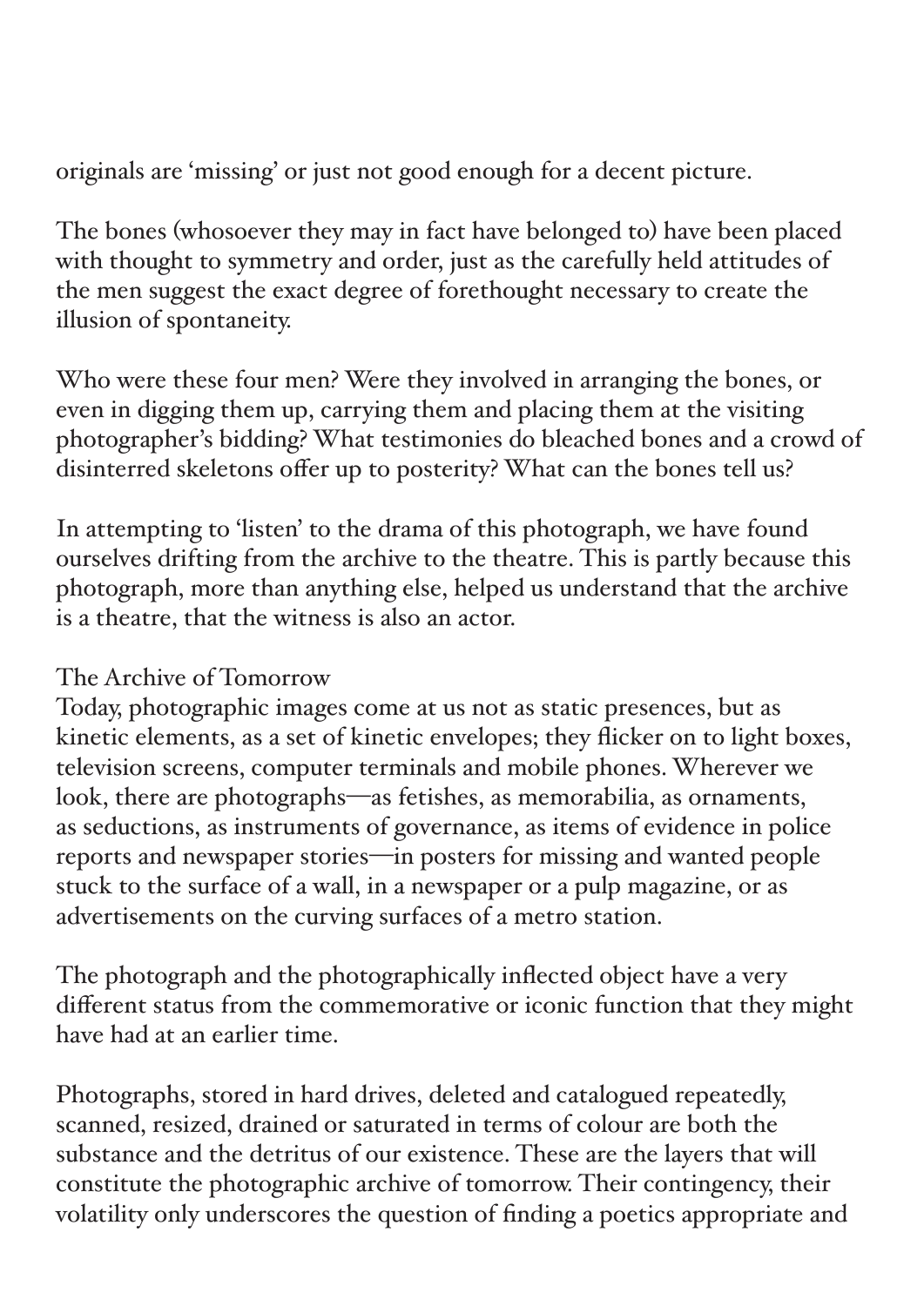originals are ‘missing’ or just not good enough for a decent picture.

The bones (whosoever they may in fact have belonged to) have been placed with thought to symmetry and order, just as the carefully held attitudes of the men suggest the exact degree of forethought necessary to create the illusion of spontaneity.

Who were these four men? Were they involved in arranging the bones, or even in digging them up, carrying them and placing them at the visiting photographer’s bidding? What testimonies do bleached bones and a crowd of disinterred skeletons offer up to posterity? What can the bones tell us?

In attempting to ‘listen’ to the drama of this photograph, we have found ourselves drifting from the archive to the theatre. This is partly because this photograph, more than anything else, helped us understand that the archive is a theatre, that the witness is also an actor.

## The Archive of Tomorrow

Today, photographic images come at us not as static presences, but as kinetic elements, as a set of kinetic envelopes; they flicker on to light boxes, television screens, computer terminals and mobile phones. Wherever we look, there are photographs—as fetishes, as memorabilia, as ornaments, as seductions, as instruments of governance, as items of evidence in police reports and newspaper stories—in posters for missing and wanted people stuck to the surface of a wall, in a newspaper or a pulp magazine, or as advertisements on the curving surfaces of a metro station.

The photograph and the photographically inflected object have a very different status from the commemorative or iconic function that they might have had at an earlier time.

Photographs, stored in hard drives, deleted and catalogued repeatedly, scanned, resized, drained or saturated in terms of colour are both the substance and the detritus of our existence. These are the layers that will constitute the photographic archive of tomorrow. Their contingency, their volatility only underscores the question of finding a poetics appropriate and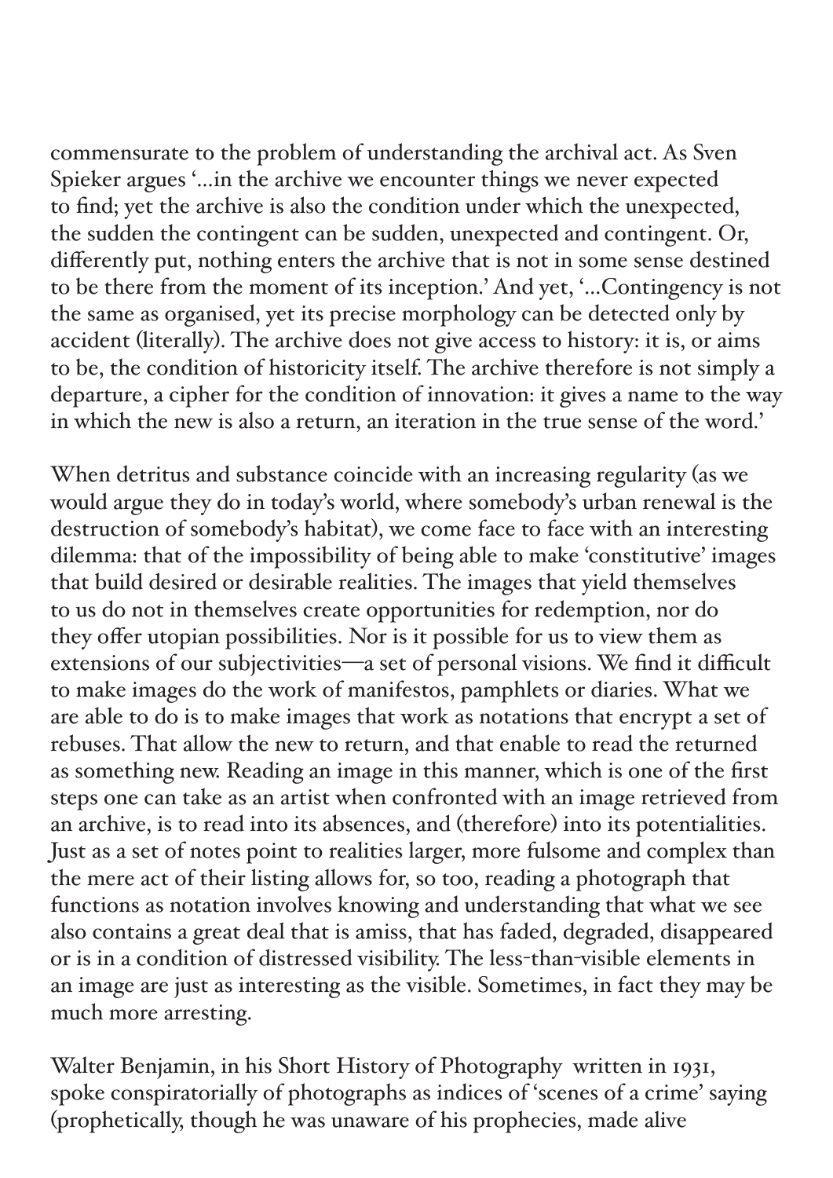commensurate to the problem of understanding the archival act. As Sven Spieker argues '...in the archive we encounter things we never expected to find; yet the archive is also the condition under which the unexpected, the sudden the contingent can be sudden, unexpected and contingent. Or, differently put, nothing enters the archive that is not in some sense destined to be there from the moment of its inception.' And yet, '...Contingency is not the same as organised, yet its precise morphology can be detected only by accident (literally). The archive does not give access to history: it is, or aims to be, the condition of historicity itself. The archive therefore is not simply a departure, a cipher for the condition of innovation: it gives a name to the way in which the new is also a return, an iteration in the true sense of the word.'

When detritus and substance coincide with an increasing regularity (as we would argue they do in today's world, where somebody's urban renewal is the destruction of somebody's habitat), we come face to face with an interesting dilemma: that of the impossibility of being able to make 'constitutive' images that build desired or desirable realities. The images that yield themselves to us do not in themselves create opportunities for redemption, nor do they offer utopian possibilities. Nor is it possible for us to view them as extensions of our subjectivities—a set of personal visions. We find it difficult to make images do the work of manifestos, pamphlets or diaries. What we are able to do is to make images that work as notations that encrypt a set of rebuses. That allow the new to return, and that enable to read the returned as something new. Reading an image in this manner, which is one of the first steps one can take as an artist when confronted with an image retrieved from an archive, is to read into its absences, and (therefore) into its potentialities. Just as a set of notes point to realities larger, more fulsome and complex than the mere act of their listing allows for, so too, reading a photograph that functions as notation involves knowing and understanding that what we see also contains a great deal that is amiss, that has faded, degraded, disappeared or is in a condition of distressed visibility. The less-than-visible elements in an image are just as interesting as the visible. Sometimes, in fact they may be much more arresting.

Walter Benjamin, in his Short History of Photography written in 1931, spoke conspiratorially of photographs as indices of 'scenes of a crime' saying (prophetically, though he was unaware of his prophecies, made alive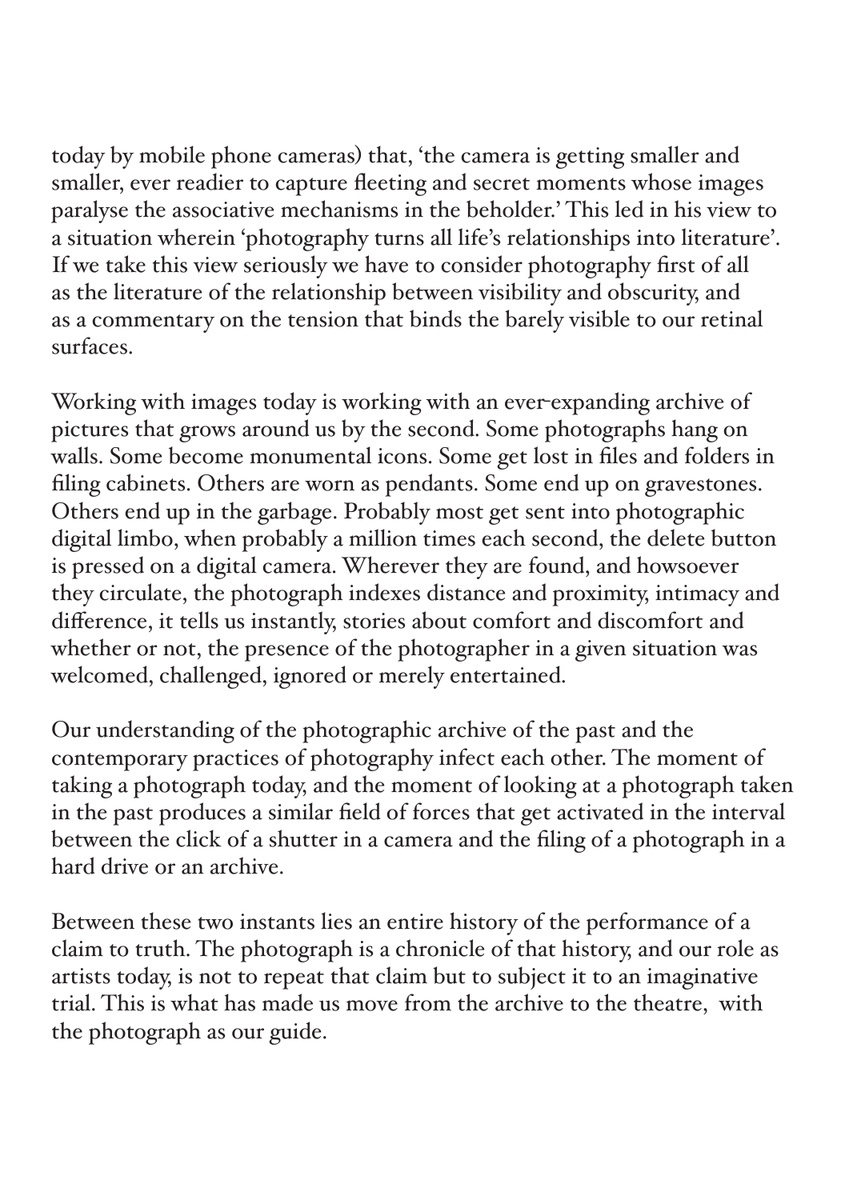today by mobile phone cameras) that, 'the camera is getting smaller and smaller, ever readier to capture fleeting and secret moments whose images paralyse the associative mechanisms in the beholder.' This led in his view to a situation wherein 'photography turns all life's relationships into literature'. If we take this view seriously we have to consider photography first of all as the literature of the relationship between visibility and obscurity, and as a commentary on the tension that binds the barely visible to our retinal surfaces.

Working with images today is working with an ever-expanding archive of pictures that grows around us by the second. Some photographs hang on walls. Some become monumental icons. Some get lost in files and folders in filing cabinets. Others are worn as pendants. Some end up on gravestones. Others end up in the garbage. Probably most get sent into photographic digital limbo, when probably a million times each second, the delete button is pressed on a digital camera. Wherever they are found, and howsoever they circulate, the photograph indexes distance and proximity, intimacy and difference, it tells us instantly, stories about comfort and discomfort and whether or not, the presence of the photographer in a given situation was welcomed, challenged, ignored or merely entertained.

Our understanding of the photographic archive of the past and the contemporary practices of photography infect each other. The moment of taking a photograph today, and the moment of looking at a photograph taken in the past produces a similar field of forces that get activated in the interval between the click of a shutter in a camera and the filing of a photograph in a hard drive or an archive.

Between these two instants lies an entire history of the performance of a claim to truth. The photograph is a chronicle of that history, and our role as artists today, is not to repeat that claim but to subject it to an imaginative trial. This is what has made us move from the archive to the theatre, with the photograph as our guide.